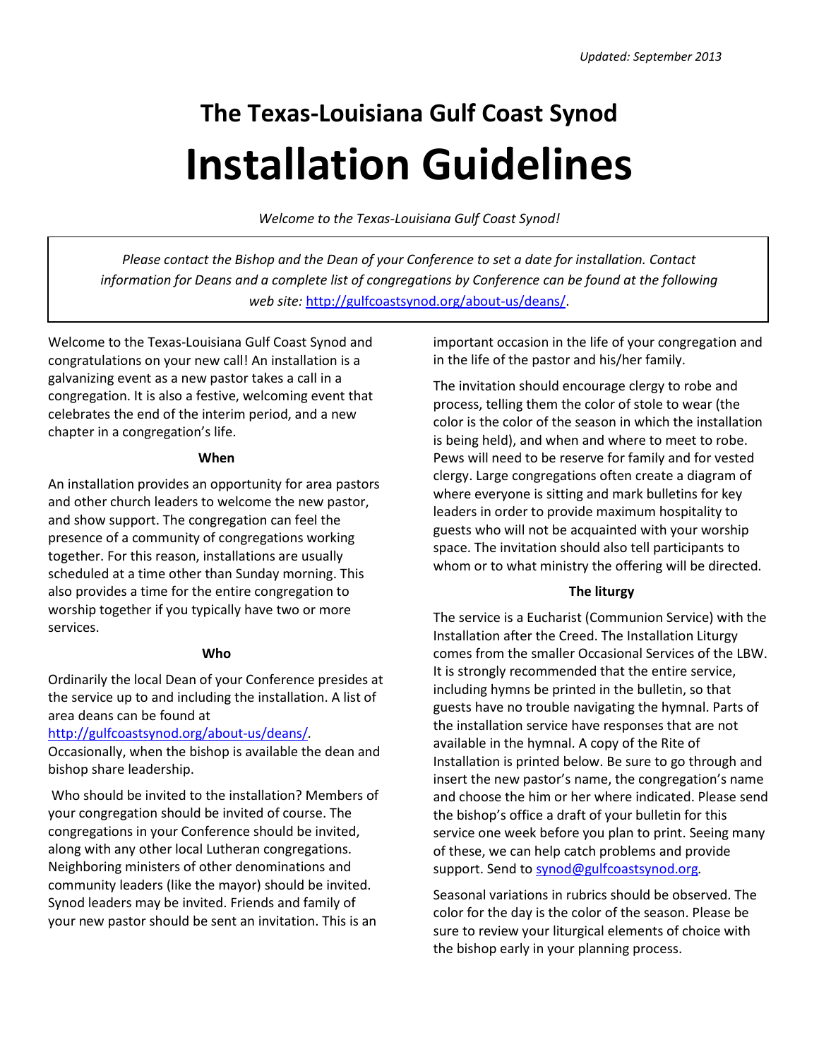*Updated: September 2013*

# The Texas-Louisiana Gulf Coast Synod

# Installation Guidelines

*Welcome to the Texas-Louisiana Gulf Coast Synod!*

*Please contact the Bishop and the Dean of your Conference to set a date for installation. Contact information for Deans and a complete list of congregations by Conference can be found at the following web site:* http://gulfcoastsynod.org/about-us/deans/.

Welcome to the Texas-Louisiana Gulf Coast Synod and congratulations on your new call! An installation is a galvanizing event as a new pastor takes a call in a congregation. It is also a festive, welcoming event that celebrates the end of the interim period, and a new chapter in a congregation's life.

**When**

An installation provides an opportunity for area pastors and other church leaders to welcome the new pastor, and show support. The congregation can feel the presence of a community of congregations working together. For this reason, installations are usually scheduled at a time other than Sunday morning. This also provides a time for the entire congregation to worship together if you typically have two or more services.

**Who**

Ordinarily the local Dean of your Conference presides at the service up to and including the installation. A list of area deans can be found at http://gulfcoastsynod.org/about-us/deans/. Occasionally, when the bishop is available the dean and bishop share leadership.

Who should be invited to the installation? Members of your congregation should be invited of course. The congregations in your Conference should be invited, along with any other local Lutheran congregations. Neighboring ministers of other denominations and community leaders (like the mayor) should be invited. Synod leaders may be invited. Friends and family of your new pastor should be sent an invitation. This is an important occasion in the life of your congregation and in the life of the pastor and his/her family.

The invitation should encourage clergy to robe and process, telling them the color of stole to wear (the color is the color of the season in which the installation is being held), and when and where to meet to robe. Pews will need to be reserve for family and for vested clergy. Large congregations often create a diagram of where everyone is sitting and mark bulletins for key leaders in order to provide maximum hospitality to guests who will not be acquainted with your worship space. The invitation should also tell participants to whom or to what ministry the offering will be directed.

**The liturgy**

The service is a Eucharist (Communion Service) with the Installation after the Creed. The Installation Liturgy comes from the smaller Occasional Services of the LBW. It is strongly recommended that the entire service, including hymns be printed in the bulletin, so that guests have no trouble navigating the hymnal. Parts of the installation service have responses that are not available in the hymnal. A copy of the Rite of Installation is printed below. Be sure to go through and insert the new pastor's name, the congregation's name and choose the him or her where indicated. Please send the bishop's office a draft of your bulletin for this service one week before you plan to print. Seeing many of these, we can help catch problems and provide support. Send to synod@gulfcoastsynod.org.

Seasonal variations in rubrics should be observed. The color for the day is the color of the season. Please be sure to review your liturgical elements of choice with the bishop early in your planning process.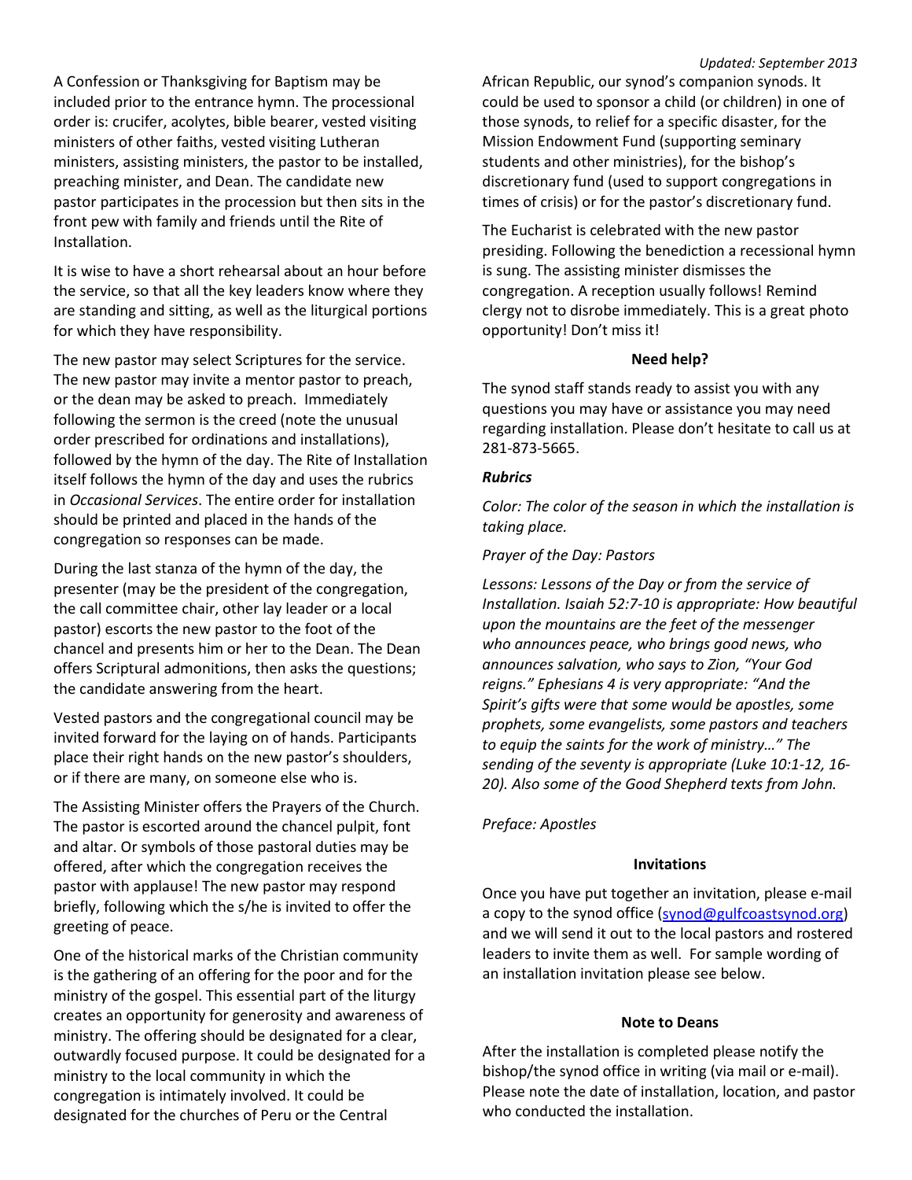A Confession or Thanksgiving for Baptism may be included prior to the entrance hymn. The processional order is: crucifer, acolytes, bible bearer, vested visiting ministers of other faiths, vested visiting Lutheran ministers, assisting ministers, the pastor to be installed, preaching minister, and Dean. The candidate new pastor participates in the procession but then sits in the front pew with family and friends until the Rite of Installation.

It is wise to have a short rehearsal about an hour before the service, so that all the key leaders know where they are standing and sitting, as well as the liturgical portions for which they have responsibility.

The new pastor may select Scriptures for the service. The new pastor may invite a mentor pastor to preach, or the dean may be asked to preach. Immediately following the sermon is the creed (note the unusual order prescribed for ordinations and installations), followed by the hymn of the day. The Rite of Installation itself follows the hymn of the day and uses the rubrics in *Occasional Services*. The entire order for installation should be printed and placed in the hands of the congregation so responses can be made.

During the last stanza of the hymn of the day, the presenter (may be the president of the congregation, the call committee chair, other lay leader or a local pastor) escorts the new pastor to the foot of the chancel and presents him or her to the Dean. The Dean offers Scriptural admonitions, then asks the questions; the candidate answering from the heart.

Vested pastors and the congregational council may be invited forward for the laying on of hands. Participants place their right hands on the new pastor's shoulders, or if there are many, on someone else who is.

The Assisting Minister offers the Prayers of the Church. The pastor is escorted around the chancel pulpit, font and altar. Or symbols of those pastoral duties may be offered, after which the congregation receives the pastor with applause! The new pastor may respond briefly, following which the s/he is invited to offer the greeting of peace.

One of the historical marks of the Christian community is the gathering of an offering for the poor and for the ministry of the gospel. This essential part of the liturgy creates an opportunity for generosity and awareness of ministry. The offering should be designated for a clear, outwardly focused purpose. It could be designated for a ministry to the local community in which the congregation is intimately involved. It could be designated for the churches of Peru or the Central African Republic, our synod's companion synods. It could be used to sponsor a child (or children) in one of those synods, to relief for a specific disaster, for the Mission Endowment Fund (supporting seminary students and other ministries), for the bishop's discretionary fund (used to support congregations in times of crisis) or for the pastor's discretionary fund.

The Eucharist is celebrated with the new pastor presiding. Following the benediction a recessional hymn is sung. The assisting minister dismisses the congregation. A reception usually follows! Remind clergy not to disrobe immediately. This is a great photo opportunity! Don't miss it!

**Need help?**

The synod staff stands ready to assist you with any questions you may have or assistance you may need regarding installation. Please don't hesitate to call us at 281-873-5665.

***Rubrics***

*Color: The color of the season in which the installation is taking place.*

*Prayer of the Day: Pastors*

*Lessons: Lessons of the Day or from the service of Installation. Isaiah 52:7-10 is appropriate: How beautiful upon the mountains are the feet of the messenger who announces peace, who brings good news, who announces salvation, who says to Zion, "Your God reigns." Ephesians 4 is very appropriate: "And the Spirit's gifts were that some would be apostles, some prophets, some evangelists, some pastors and teachers to equip the saints for the work of ministry…" The sending of the seventy is appropriate (Luke 10:1-12, 16-20). Also some of the Good Shepherd texts from John.*

*Preface: Apostles*

**Invitations**

Once you have put together an invitation, please e-mail a copy to the synod office (synod@gulfcoastsynod.org) and we will send it out to the local pastors and rostered leaders to invite them as well. For sample wording of an installation invitation please see below.

**Note to Deans**

After the installation is completed please notify the bishop/the synod office in writing (via mail or e-mail). Please note the date of installation, location, and pastor who conducted the installation.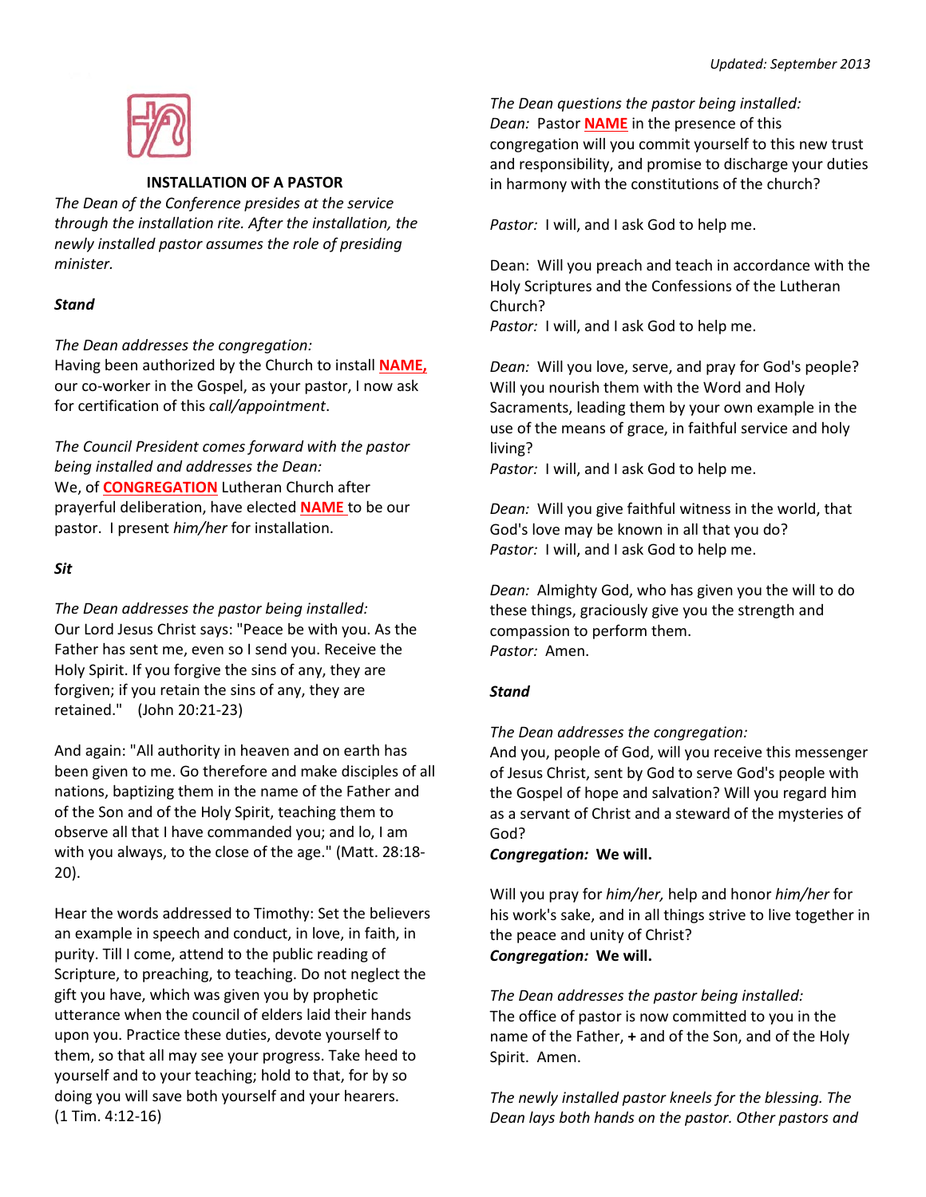## INSTALLATION OF A PASTOR

*The Dean of the Conference presides at the service through the installation rite. After the installation, the newly installed pastor assumes the role of presiding minister.*

***Stand***

*The Dean addresses the congregation:*
Having been authorized by the Church to install **NAME,** our co-worker in the Gospel, as your pastor, I now ask for certification of this *call/appointment*.

*The Council President comes forward with the pastor being installed and addresses the Dean:*
We, of **CONGREGATION** Lutheran Church after prayerful deliberation, have elected **NAME** to be our pastor. I present *him/her* for installation.

***Sit***

*The Dean addresses the pastor being installed:*
Our Lord Jesus Christ says: "Peace be with you. As the Father has sent me, even so I send you. Receive the Holy Spirit. If you forgive the sins of any, they are forgiven; if you retain the sins of any, they are retained." (John 20:21-23)

And again: "All authority in heaven and on earth has been given to me. Go therefore and make disciples of all nations, baptizing them in the name of the Father and of the Son and of the Holy Spirit, teaching them to observe all that I have commanded you; and lo, I am with you always, to the close of the age." (Matt. 28:18-20).

Hear the words addressed to Timothy: Set the believers an example in speech and conduct, in love, in faith, in purity. Till I come, attend to the public reading of Scripture, to preaching, to teaching. Do not neglect the gift you have, which was given you by prophetic utterance when the council of elders laid their hands upon you. Practice these duties, devote yourself to them, so that all may see your progress. Take heed to yourself and to your teaching; hold to that, for by so doing you will save both yourself and your hearers. (1 Tim. 4:12-16)

*The Dean questions the pastor being installed:*
*Dean:* Pastor **NAME** in the presence of this congregation will you commit yourself to this new trust and responsibility, and promise to discharge your duties in harmony with the constitutions of the church?

*Pastor:* I will, and I ask God to help me.

Dean: Will you preach and teach in accordance with the Holy Scriptures and the Confessions of the Lutheran Church?
*Pastor:* I will, and I ask God to help me.

*Dean:* Will you love, serve, and pray for God's people? Will you nourish them with the Word and Holy Sacraments, leading them by your own example in the use of the means of grace, in faithful service and holy living?
*Pastor:* I will, and I ask God to help me.

*Dean:* Will you give faithful witness in the world, that God's love may be known in all that you do?
*Pastor:* I will, and I ask God to help me.

*Dean:* Almighty God, who has given you the will to do these things, graciously give you the strength and compassion to perform them.
*Pastor:* Amen.

***Stand***

*The Dean addresses the congregation:*
And you, people of God, will you receive this messenger of Jesus Christ, sent by God to serve God's people with the Gospel of hope and salvation? Will you regard him as a servant of Christ and a steward of the mysteries of God?
***Congregation:* We will.**

Will you pray for *him/her,* help and honor *him/her* for his work's sake, and in all things strive to live together in the peace and unity of Christ?
***Congregation:* We will.**

*The Dean addresses the pastor being installed:*
The office of pastor is now committed to you in the name of the Father, **+** and of the Son, and of the Holy Spirit. Amen.

*The newly installed pastor kneels for the blessing. The Dean lays both hands on the pastor. Other pastors and*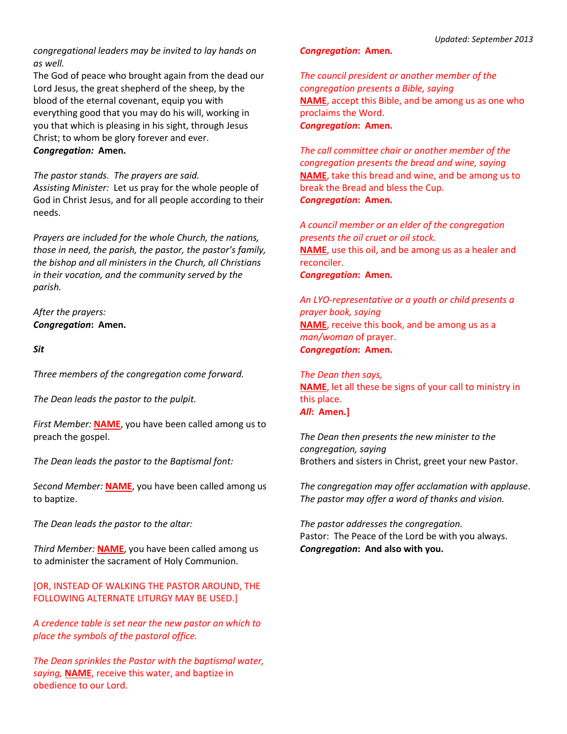*congregational leaders may be invited to lay hands on as well.*

The God of peace who brought again from the dead our Lord Jesus, the great shepherd of the sheep, by the blood of the eternal covenant, equip you with everything good that you may do his will, working in you that which is pleasing in his sight, through Jesus Christ; to whom be glory forever and ever.

***Congregation:*** **Amen.**

*The pastor stands. The prayers are said.*

*Assisting Minister:* Let us pray for the whole people of God in Christ Jesus, and for all people according to their needs.

*Prayers are included for the whole Church, the nations, those in need, the parish, the pastor, the pastor's family, the bishop and all ministers in the Church, all Christians in their vocation, and the community served by the parish.*

*After the prayers:*

***Congregation*****: Amen.**

***Sit***

*Three members of the congregation come forward.*

*The Dean leads the pastor to the pulpit.*

*First Member:* **NAME**, you have been called among us to preach the gospel.

*The Dean leads the pastor to the Baptismal font:*

*Second Member:* **NAME**, you have been called among us to baptize.

*The Dean leads the pastor to the altar:*

*Third Member:* **NAME**, you have been called among us to administer the sacrament of Holy Communion.

[OR, INSTEAD OF WALKING THE PASTOR AROUND, THE FOLLOWING ALTERNATE LITURGY MAY BE USED.]

*A credence table is set near the new pastor on which to place the symbols of the pastoral office.*

*The Dean sprinkles the Pastor with the baptismal water, saying,* **NAME**, receive this water, and baptize in obedience to our Lord.

***Congregation*****: Amen.**

*The council president or another member of the congregation presents a Bible, saying*

**NAME**, accept this Bible, and be among us as one who proclaims the Word.

***Congregation*****: Amen.**

*The call committee chair or another member of the congregation presents the bread and wine, saying*

**NAME**, take this bread and wine, and be among us to break the Bread and bless the Cup.

***Congregation*****: Amen.**

*A council member or an elder of the congregation presents the oil cruet or oil stock.*

**NAME**, use this oil, and be among us as a healer and reconciler.

***Congregation*****: Amen.**

*An LYO-representative or a youth or child presents a prayer book, saying*

**NAME**, receive this book, and be among us as a *man/woman* of prayer.

***Congregation*****: Amen.**

*The Dean then says,*

**NAME**, let all these be signs of your call to ministry in this place.

***All*****: Amen.]**

*The Dean then presents the new minister to the congregation, saying*

Brothers and sisters in Christ, greet your new Pastor.

*The congregation may offer acclamation with applause. The pastor may offer a word of thanks and vision.*

*The pastor addresses the congregation.*

Pastor: The Peace of the Lord be with you always.

***Congregation*****: And also with you.**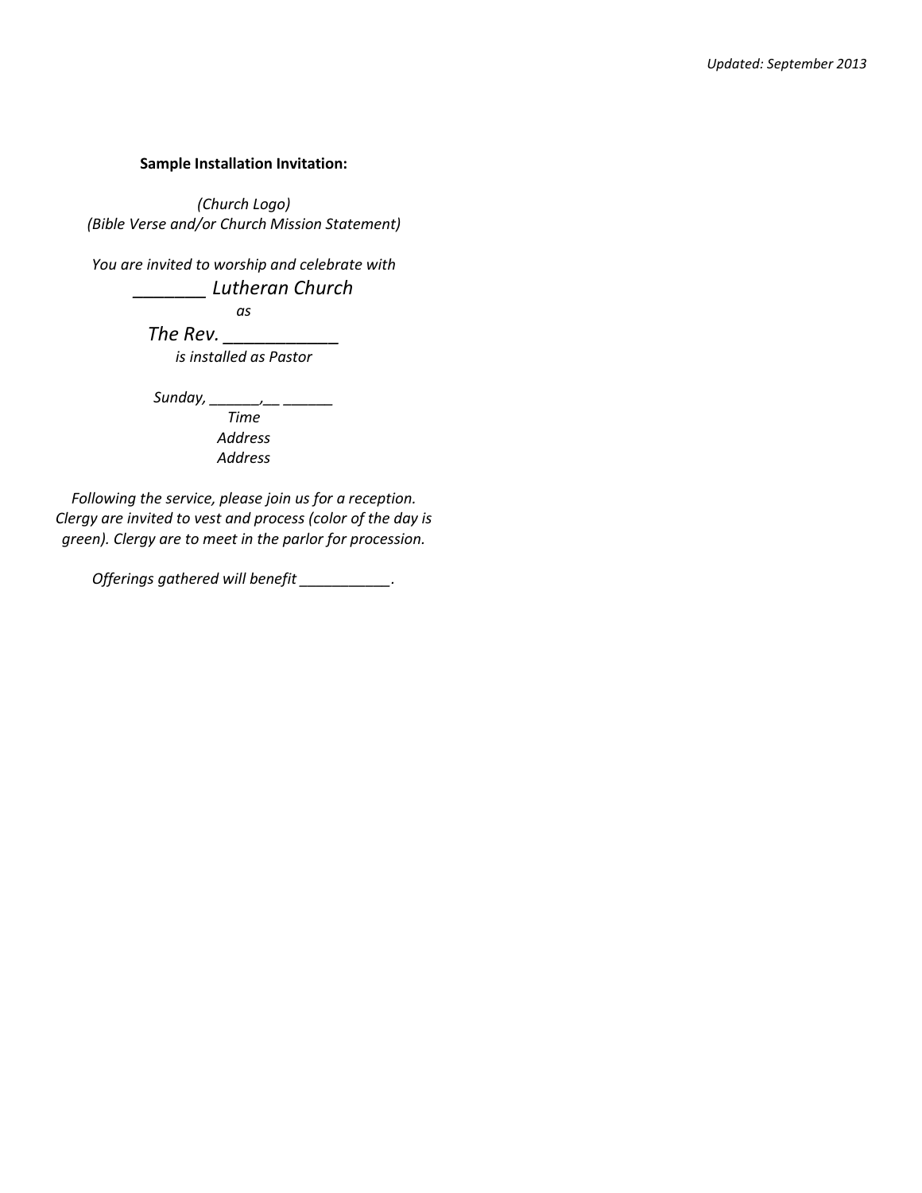*Updated: September 2013*

**Sample Installation Invitation:**

*(Church Logo)*
*(Bible Verse and/or Church Mission Statement)*

*You are invited to worship and celebrate with*
*_______ Lutheran Church*
*as*
*The Rev. ___________*
*is installed as Pastor*

*Sunday, ______,__ ______*
*Time*
*Address*
*Address*

*Following the service, please join us for a reception. Clergy are invited to vest and process (color of the day is green). Clergy are to meet in the parlor for procession.*

*Offerings gathered will benefit ___________.*